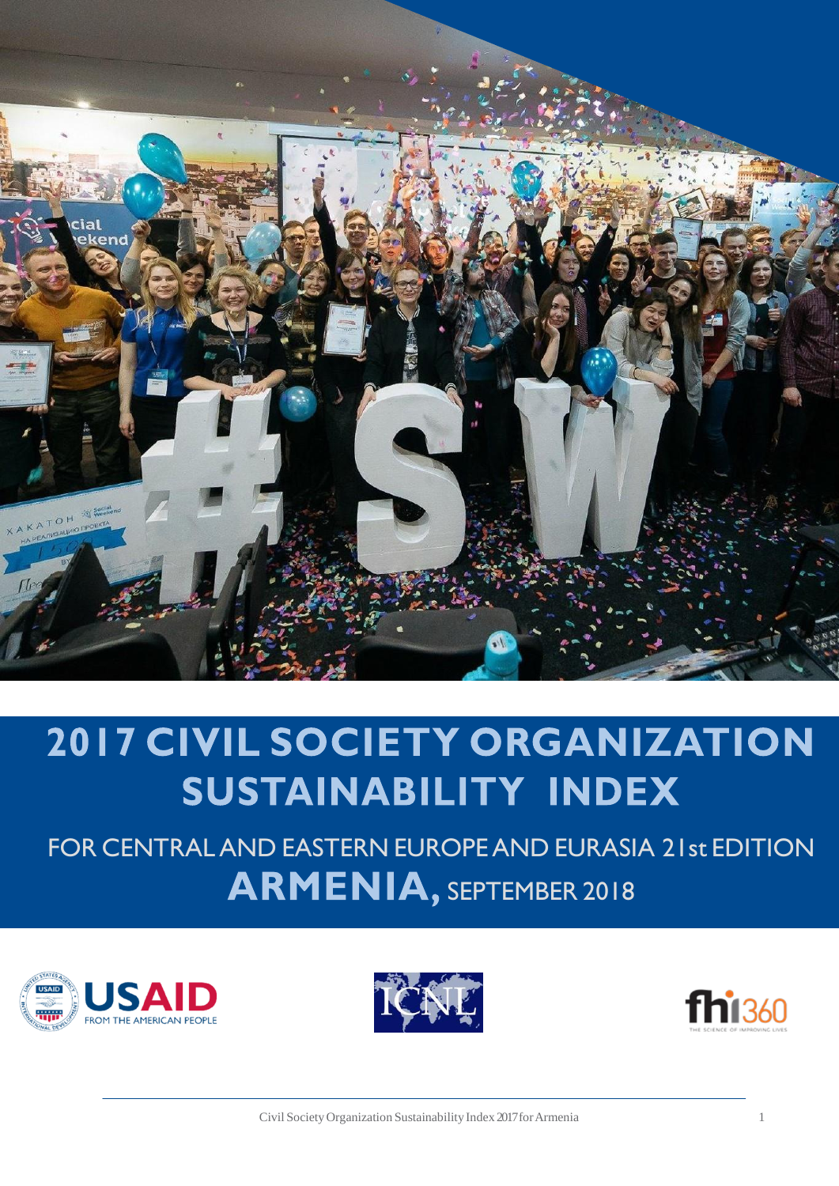# 2017 CIVIL SOCIETY ORGANIZATION SUSTAINABILITY INDEX

FOR CENTRAL AND EASTERN EUROPE AND EURASIA 21st EDITION

## ARMENIA, SEPTEMBER 2018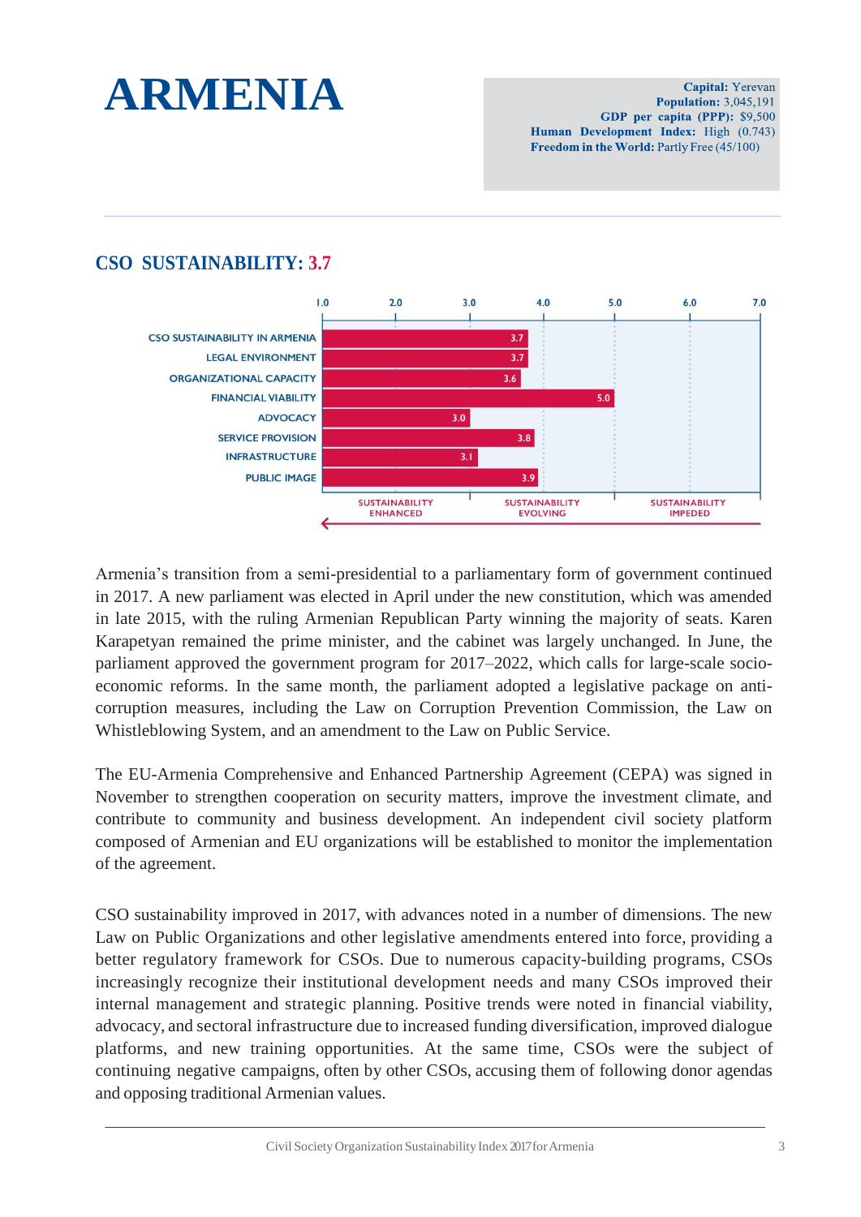# ARMENIA

**Capital:** Yerevan
**Population:** 3,045,191
**GDP per capita (PPP):** $9,500
**Human Development Index:** High (0.743)
**Freedom in the World:** Partly Free (45/100)

## CSO SUSTAINABILITY: 3.7

| Dimension | Score |
|---|---|
| CSO SUSTAINABILITY IN ARMENIA | 3.7 |
| LEGAL ENVIRONMENT | 3.7 |
| ORGANIZATIONAL CAPACITY | 3.6 |
| FINANCIAL VIABILITY | 5.0 |
| ADVOCACY | 3.0 |
| SERVICE PROVISION | 3.8 |
| INFRASTRUCTURE | 3.1 |
| PUBLIC IMAGE | 3.9 |

Scale: 1.0–3.0 SUSTAINABILITY ENHANCED; 3.0–5.0 SUSTAINABILITY EVOLVING; 5.0–7.0 SUSTAINABILITY IMPEDED

Armenia's transition from a semi-presidential to a parliamentary form of government continued in 2017. A new parliament was elected in April under the new constitution, which was amended in late 2015, with the ruling Armenian Republican Party winning the majority of seats. Karen Karapetyan remained the prime minister, and the cabinet was largely unchanged. In June, the parliament approved the government program for 2017–2022, which calls for large-scale socio-economic reforms. In the same month, the parliament adopted a legislative package on anti-corruption measures, including the Law on Corruption Prevention Commission, the Law on Whistleblowing System, and an amendment to the Law on Public Service.

The EU-Armenia Comprehensive and Enhanced Partnership Agreement (CEPA) was signed in November to strengthen cooperation on security matters, improve the investment climate, and contribute to community and business development. An independent civil society platform composed of Armenian and EU organizations will be established to monitor the implementation of the agreement.

CSO sustainability improved in 2017, with advances noted in a number of dimensions. The new Law on Public Organizations and other legislative amendments entered into force, providing a better regulatory framework for CSOs. Due to numerous capacity-building programs, CSOs increasingly recognize their institutional development needs and many CSOs improved their internal management and strategic planning. Positive trends were noted in financial viability, advocacy, and sectoral infrastructure due to increased funding diversification, improved dialogue platforms, and new training opportunities. At the same time, CSOs were the subject of continuing negative campaigns, often by other CSOs, accusing them of following donor agendas and opposing traditional Armenian values.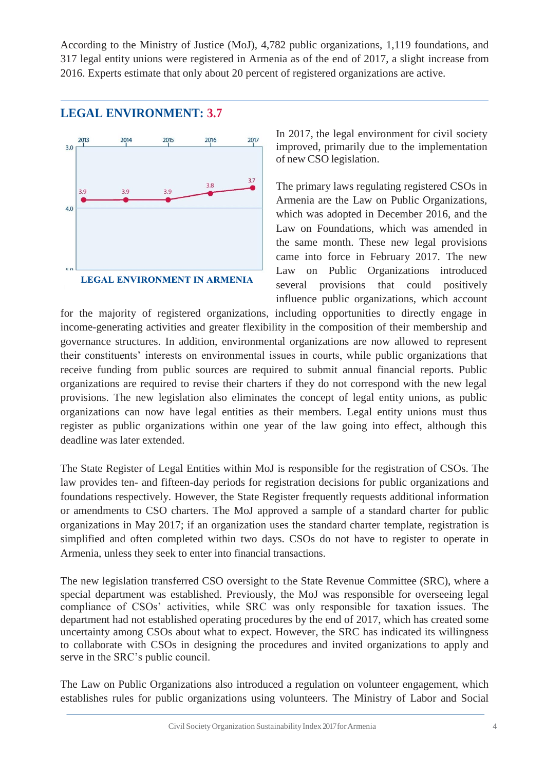According to the Ministry of Justice (MoJ), 4,782 public organizations, 1,119 foundations, and 317 legal entity unions were registered in Armenia as of the end of 2017, a slight increase from 2016. Experts estimate that only about 20 percent of registered organizations are active.

## LEGAL ENVIRONMENT: 3.7

| 2013 | 2014 | 2015 | 2016 | 2017 |
| --- | --- | --- | --- | --- |
| 3.9 | 3.9 | 3.9 | 3.8 | 3.7 |

LEGAL ENVIRONMENT IN ARMENIA

In 2017, the legal environment for civil society improved, primarily due to the implementation of new CSO legislation.

The primary laws regulating registered CSOs in Armenia are the Law on Public Organizations, which was adopted in December 2016, and the Law on Foundations, which was amended in the same month. These new legal provisions came into force in February 2017. The new Law on Public Organizations introduced several provisions that could positively influence public organizations, which account for the majority of registered organizations, including opportunities to directly engage in income-generating activities and greater flexibility in the composition of their membership and governance structures. In addition, environmental organizations are now allowed to represent their constituents' interests on environmental issues in courts, while public organizations that receive funding from public sources are required to submit annual financial reports. Public organizations are required to revise their charters if they do not correspond with the new legal provisions. The new legislation also eliminates the concept of legal entity unions, as public organizations can now have legal entities as their members. Legal entity unions must thus register as public organizations within one year of the law going into effect, although this deadline was later extended.

The State Register of Legal Entities within MoJ is responsible for the registration of CSOs. The law provides ten- and fifteen-day periods for registration decisions for public organizations and foundations respectively. However, the State Register frequently requests additional information or amendments to CSO charters. The MoJ approved a sample of a standard charter for public organizations in May 2017; if an organization uses the standard charter template, registration is simplified and often completed within two days. CSOs do not have to register to operate in Armenia, unless they seek to enter into financial transactions.

The new legislation transferred CSO oversight to the State Revenue Committee (SRC), where a special department was established. Previously, the MoJ was responsible for overseeing legal compliance of CSOs' activities, while SRC was only responsible for taxation issues. The department had not established operating procedures by the end of 2017, which has created some uncertainty among CSOs about what to expect. However, the SRC has indicated its willingness to collaborate with CSOs in designing the procedures and invited organizations to apply and serve in the SRC's public council.

The Law on Public Organizations also introduced a regulation on volunteer engagement, which establishes rules for public organizations using volunteers. The Ministry of Labor and Social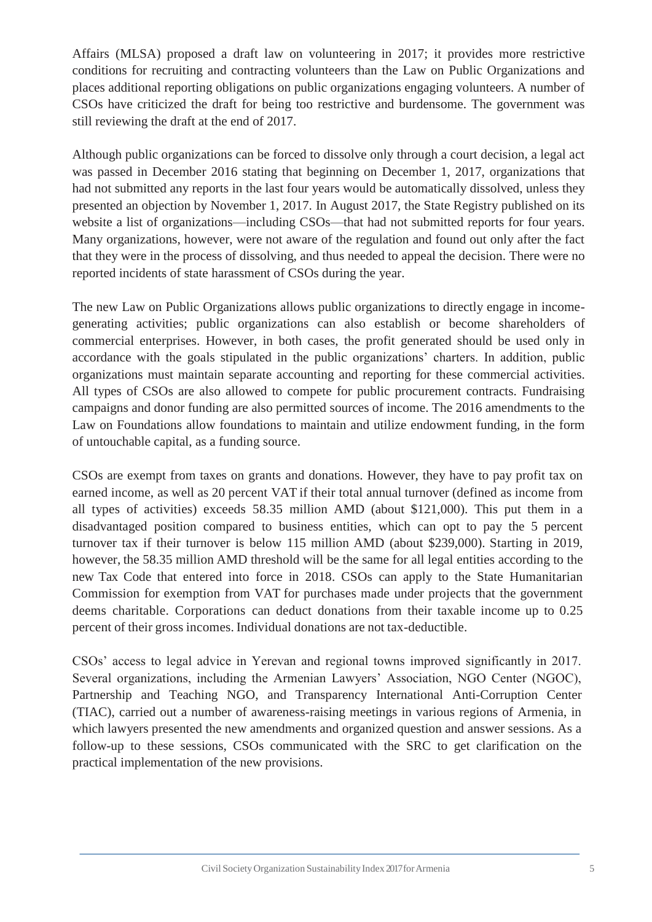Affairs (MLSA) proposed a draft law on volunteering in 2017; it provides more restrictive conditions for recruiting and contracting volunteers than the Law on Public Organizations and places additional reporting obligations on public organizations engaging volunteers. A number of CSOs have criticized the draft for being too restrictive and burdensome. The government was still reviewing the draft at the end of 2017.

Although public organizations can be forced to dissolve only through a court decision, a legal act was passed in December 2016 stating that beginning on December 1, 2017, organizations that had not submitted any reports in the last four years would be automatically dissolved, unless they presented an objection by November 1, 2017. In August 2017, the State Registry published on its website a list of organizations—including CSOs—that had not submitted reports for four years. Many organizations, however, were not aware of the regulation and found out only after the fact that they were in the process of dissolving, and thus needed to appeal the decision. There were no reported incidents of state harassment of CSOs during the year.

The new Law on Public Organizations allows public organizations to directly engage in income-generating activities; public organizations can also establish or become shareholders of commercial enterprises. However, in both cases, the profit generated should be used only in accordance with the goals stipulated in the public organizations' charters. In addition, public organizations must maintain separate accounting and reporting for these commercial activities. All types of CSOs are also allowed to compete for public procurement contracts. Fundraising campaigns and donor funding are also permitted sources of income. The 2016 amendments to the Law on Foundations allow foundations to maintain and utilize endowment funding, in the form of untouchable capital, as a funding source.

CSOs are exempt from taxes on grants and donations. However, they have to pay profit tax on earned income, as well as 20 percent VAT if their total annual turnover (defined as income from all types of activities) exceeds 58.35 million AMD (about $121,000). This put them in a disadvantaged position compared to business entities, which can opt to pay the 5 percent turnover tax if their turnover is below 115 million AMD (about $239,000). Starting in 2019, however, the 58.35 million AMD threshold will be the same for all legal entities according to the new Tax Code that entered into force in 2018. CSOs can apply to the State Humanitarian Commission for exemption from VAT for purchases made under projects that the government deems charitable. Corporations can deduct donations from their taxable income up to 0.25 percent of their gross incomes. Individual donations are not tax-deductible.

CSOs' access to legal advice in Yerevan and regional towns improved significantly in 2017. Several organizations, including the Armenian Lawyers' Association, NGO Center (NGOC), Partnership and Teaching NGO, and Transparency International Anti-Corruption Center (TIAC), carried out a number of awareness-raising meetings in various regions of Armenia, in which lawyers presented the new amendments and organized question and answer sessions. As a follow-up to these sessions, CSOs communicated with the SRC to get clarification on the practical implementation of the new provisions.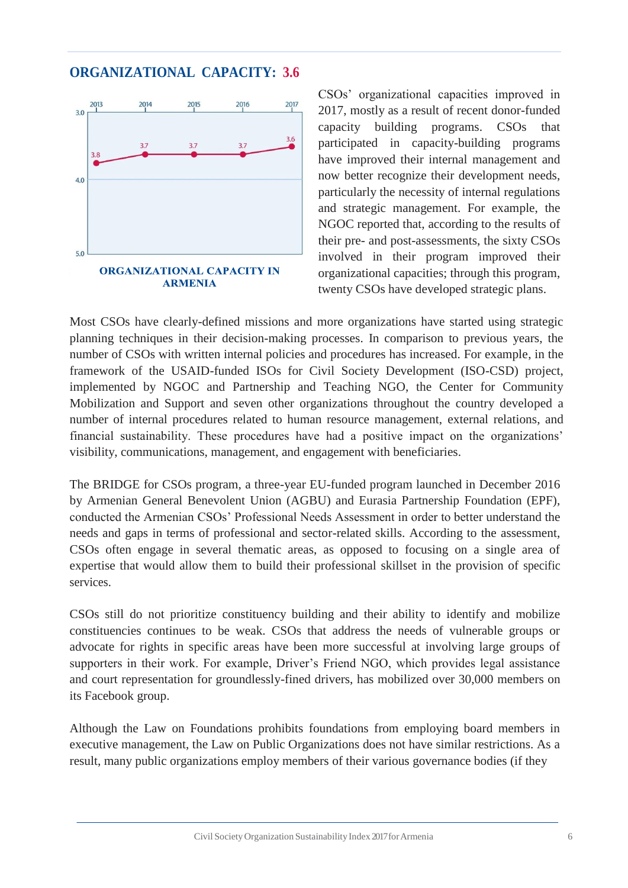## ORGANIZATIONAL CAPACITY: 3.6

| 2013 | 2014 | 2015 | 2016 | 2017 |
|---|---|---|---|---|
| 3.8 | 3.7 | 3.7 | 3.7 | 3.6 |

**ORGANIZATIONAL CAPACITY IN ARMENIA**

CSOs' organizational capacities improved in 2017, mostly as a result of recent donor-funded capacity building programs. CSOs that participated in capacity-building programs have improved their internal management and now better recognize their development needs, particularly the necessity of internal regulations and strategic management. For example, the NGOC reported that, according to the results of their pre- and post-assessments, the sixty CSOs involved in their program improved their organizational capacities; through this program, twenty CSOs have developed strategic plans.

Most CSOs have clearly-defined missions and more organizations have started using strategic planning techniques in their decision-making processes. In comparison to previous years, the number of CSOs with written internal policies and procedures has increased. For example, in the framework of the USAID-funded ISOs for Civil Society Development (ISO-CSD) project, implemented by NGOC and Partnership and Teaching NGO, the Center for Community Mobilization and Support and seven other organizations throughout the country developed a number of internal procedures related to human resource management, external relations, and financial sustainability. These procedures have had a positive impact on the organizations' visibility, communications, management, and engagement with beneficiaries.

The BRIDGE for CSOs program, a three-year EU-funded program launched in December 2016 by Armenian General Benevolent Union (AGBU) and Eurasia Partnership Foundation (EPF), conducted the Armenian CSOs' Professional Needs Assessment in order to better understand the needs and gaps in terms of professional and sector-related skills. According to the assessment, CSOs often engage in several thematic areas, as opposed to focusing on a single area of expertise that would allow them to build their professional skillset in the provision of specific services.

CSOs still do not prioritize constituency building and their ability to identify and mobilize constituencies continues to be weak. CSOs that address the needs of vulnerable groups or advocate for rights in specific areas have been more successful at involving large groups of supporters in their work. For example, Driver's Friend NGO, which provides legal assistance and court representation for groundlessly-fined drivers, has mobilized over 30,000 members on its Facebook group.

Although the Law on Foundations prohibits foundations from employing board members in executive management, the Law on Public Organizations does not have similar restrictions. As a result, many public organizations employ members of their various governance bodies (if they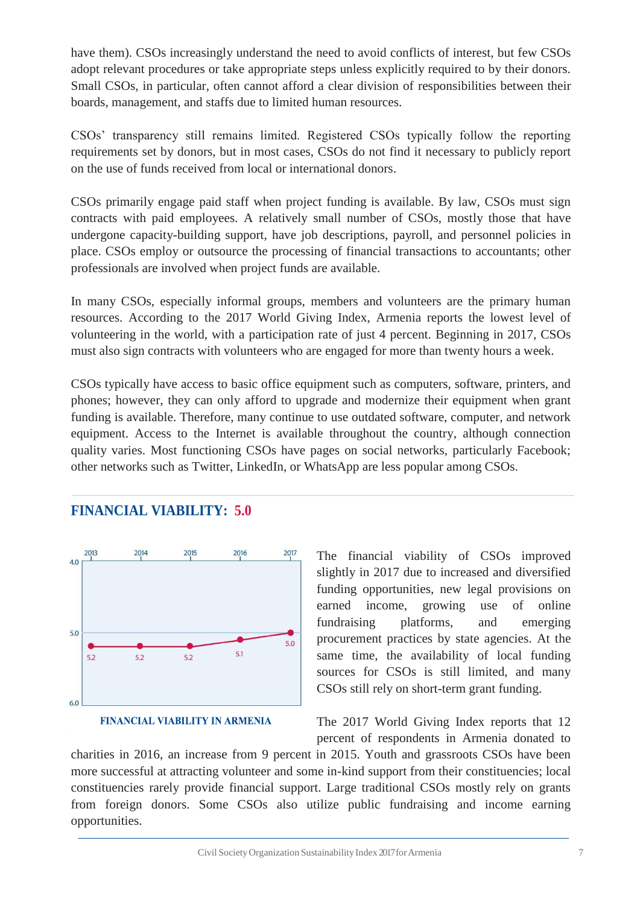have them). CSOs increasingly understand the need to avoid conflicts of interest, but few CSOs adopt relevant procedures or take appropriate steps unless explicitly required to by their donors. Small CSOs, in particular, often cannot afford a clear division of responsibilities between their boards, management, and staffs due to limited human resources.

CSOs' transparency still remains limited. Registered CSOs typically follow the reporting requirements set by donors, but in most cases, CSOs do not find it necessary to publicly report on the use of funds received from local or international donors.

CSOs primarily engage paid staff when project funding is available. By law, CSOs must sign contracts with paid employees. A relatively small number of CSOs, mostly those that have undergone capacity-building support, have job descriptions, payroll, and personnel policies in place. CSOs employ or outsource the processing of financial transactions to accountants; other professionals are involved when project funds are available.

In many CSOs, especially informal groups, members and volunteers are the primary human resources. According to the 2017 World Giving Index, Armenia reports the lowest level of volunteering in the world, with a participation rate of just 4 percent. Beginning in 2017, CSOs must also sign contracts with volunteers who are engaged for more than twenty hours a week.

CSOs typically have access to basic office equipment such as computers, software, printers, and phones; however, they can only afford to upgrade and modernize their equipment when grant funding is available. Therefore, many continue to use outdated software, computer, and network equipment. Access to the Internet is available throughout the country, although connection quality varies. Most functioning CSOs have pages on social networks, particularly Facebook; other networks such as Twitter, LinkedIn, or WhatsApp are less popular among CSOs.

## FINANCIAL VIABILITY: 5.0

| 2013 | 2014 | 2015 | 2016 | 2017 |
|---|---|---|---|---|
| 5.2 | 5.2 | 5.2 | 5.1 | 5.0 |

**FINANCIAL VIABILITY IN ARMENIA**

The financial viability of CSOs improved slightly in 2017 due to increased and diversified funding opportunities, new legal provisions on earned income, growing use of online fundraising platforms, and emerging procurement practices by state agencies. At the same time, the availability of local funding sources for CSOs is still limited, and many CSOs still rely on short-term grant funding.

The 2017 World Giving Index reports that 12 percent of respondents in Armenia donated to charities in 2016, an increase from 9 percent in 2015. Youth and grassroots CSOs have been more successful at attracting volunteer and some in-kind support from their constituencies; local constituencies rarely provide financial support. Large traditional CSOs mostly rely on grants from foreign donors. Some CSOs also utilize public fundraising and income earning opportunities.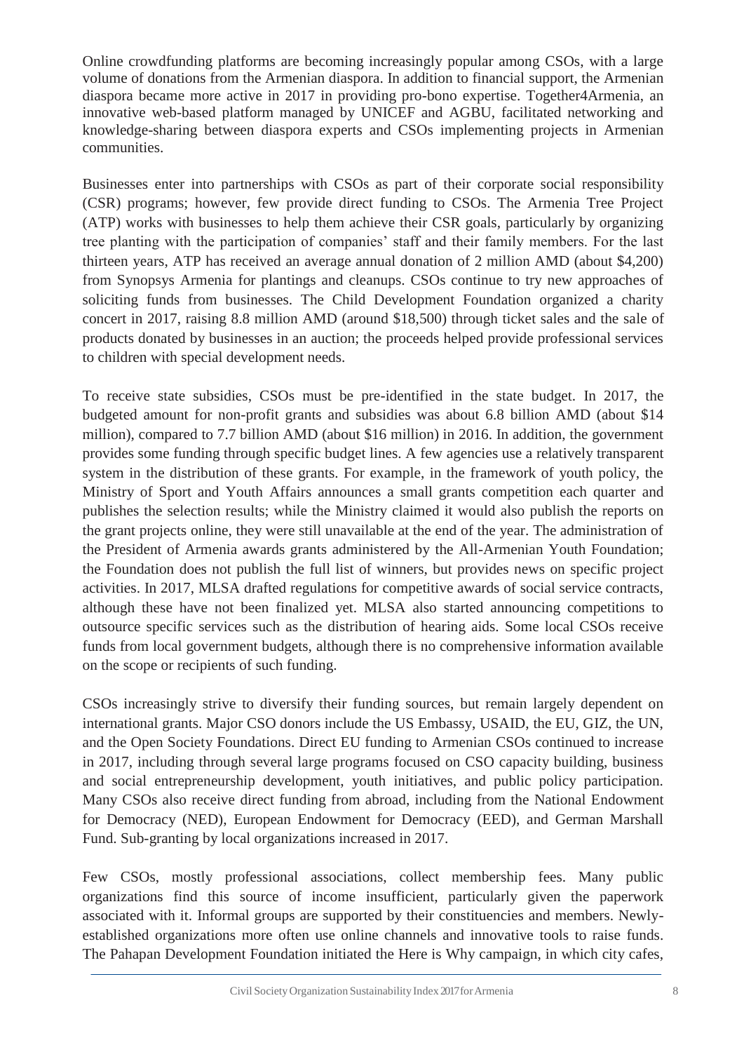Online crowdfunding platforms are becoming increasingly popular among CSOs, with a large volume of donations from the Armenian diaspora. In addition to financial support, the Armenian diaspora became more active in 2017 in providing pro-bono expertise. Together4Armenia, an innovative web-based platform managed by UNICEF and AGBU, facilitated networking and knowledge-sharing between diaspora experts and CSOs implementing projects in Armenian communities.

Businesses enter into partnerships with CSOs as part of their corporate social responsibility (CSR) programs; however, few provide direct funding to CSOs. The Armenia Tree Project (ATP) works with businesses to help them achieve their CSR goals, particularly by organizing tree planting with the participation of companies' staff and their family members. For the last thirteen years, ATP has received an average annual donation of 2 million AMD (about $4,200) from Synopsys Armenia for plantings and cleanups. CSOs continue to try new approaches of soliciting funds from businesses. The Child Development Foundation organized a charity concert in 2017, raising 8.8 million AMD (around $18,500) through ticket sales and the sale of products donated by businesses in an auction; the proceeds helped provide professional services to children with special development needs.

To receive state subsidies, CSOs must be pre-identified in the state budget. In 2017, the budgeted amount for non-profit grants and subsidies was about 6.8 billion AMD (about $14 million), compared to 7.7 billion AMD (about $16 million) in 2016. In addition, the government provides some funding through specific budget lines. A few agencies use a relatively transparent system in the distribution of these grants. For example, in the framework of youth policy, the Ministry of Sport and Youth Affairs announces a small grants competition each quarter and publishes the selection results; while the Ministry claimed it would also publish the reports on the grant projects online, they were still unavailable at the end of the year. The administration of the President of Armenia awards grants administered by the All-Armenian Youth Foundation; the Foundation does not publish the full list of winners, but provides news on specific project activities. In 2017, MLSA drafted regulations for competitive awards of social service contracts, although these have not been finalized yet. MLSA also started announcing competitions to outsource specific services such as the distribution of hearing aids. Some local CSOs receive funds from local government budgets, although there is no comprehensive information available on the scope or recipients of such funding.

CSOs increasingly strive to diversify their funding sources, but remain largely dependent on international grants. Major CSO donors include the US Embassy, USAID, the EU, GIZ, the UN, and the Open Society Foundations. Direct EU funding to Armenian CSOs continued to increase in 2017, including through several large programs focused on CSO capacity building, business and social entrepreneurship development, youth initiatives, and public policy participation. Many CSOs also receive direct funding from abroad, including from the National Endowment for Democracy (NED), European Endowment for Democracy (EED), and German Marshall Fund. Sub-granting by local organizations increased in 2017.

Few CSOs, mostly professional associations, collect membership fees. Many public organizations find this source of income insufficient, particularly given the paperwork associated with it. Informal groups are supported by their constituencies and members. Newly-established organizations more often use online channels and innovative tools to raise funds. The Pahapan Development Foundation initiated the Here is Why campaign, in which city cafes,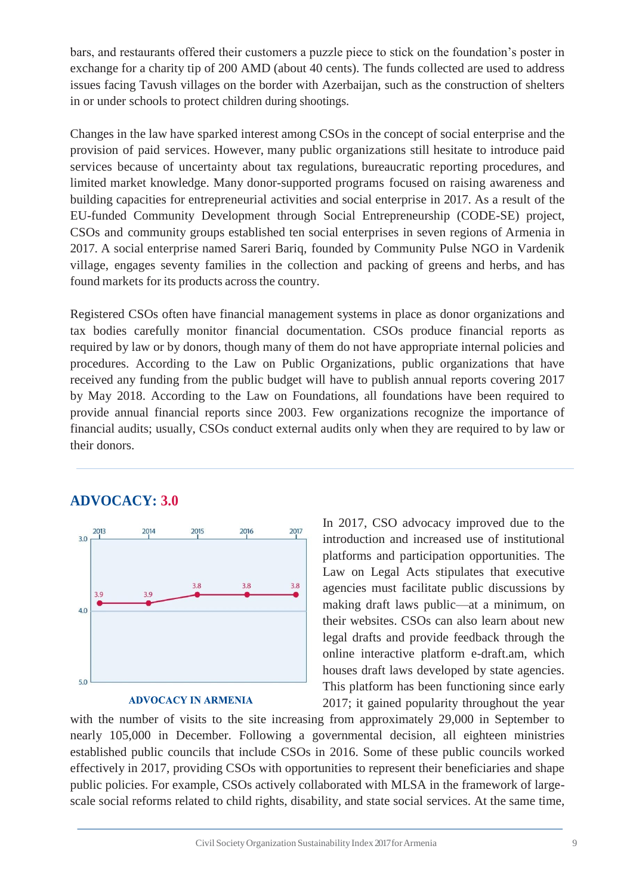bars, and restaurants offered their customers a puzzle piece to stick on the foundation's poster in exchange for a charity tip of 200 AMD (about 40 cents). The funds collected are used to address issues facing Tavush villages on the border with Azerbaijan, such as the construction of shelters in or under schools to protect children during shootings.

Changes in the law have sparked interest among CSOs in the concept of social enterprise and the provision of paid services. However, many public organizations still hesitate to introduce paid services because of uncertainty about tax regulations, bureaucratic reporting procedures, and limited market knowledge. Many donor-supported programs focused on raising awareness and building capacities for entrepreneurial activities and social enterprise in 2017. As a result of the EU-funded Community Development through Social Entrepreneurship (CODE-SE) project, CSOs and community groups established ten social enterprises in seven regions of Armenia in 2017. A social enterprise named Sareri Bariq, founded by Community Pulse NGO in Vardenik village, engages seventy families in the collection and packing of greens and herbs, and has found markets for its products across the country.

Registered CSOs often have financial management systems in place as donor organizations and tax bodies carefully monitor financial documentation. CSOs produce financial reports as required by law or by donors, though many of them do not have appropriate internal policies and procedures. According to the Law on Public Organizations, public organizations that have received any funding from the public budget will have to publish annual reports covering 2017 by May 2018. According to the Law on Foundations, all foundations have been required to provide annual financial reports since 2003. Few organizations recognize the importance of financial audits; usually, CSOs conduct external audits only when they are required to by law or their donors.

## ADVOCACY: 3.0

| 2013 | 2014 | 2015 | 2016 | 2017 |
|---|---|---|---|---|
| 3.9 | 3.9 | 3.8 | 3.8 | 3.8 |

ADVOCACY IN ARMENIA

In 2017, CSO advocacy improved due to the introduction and increased use of institutional platforms and participation opportunities. The Law on Legal Acts stipulates that executive agencies must facilitate public discussions by making draft laws public—at a minimum, on their websites. CSOs can also learn about new legal drafts and provide feedback through the online interactive platform e-draft.am, which houses draft laws developed by state agencies. This platform has been functioning since early 2017; it gained popularity throughout the year with the number of visits to the site increasing from approximately 29,000 in September to nearly 105,000 in December. Following a governmental decision, all eighteen ministries established public councils that include CSOs in 2016. Some of these public councils worked effectively in 2017, providing CSOs with opportunities to represent their beneficiaries and shape public policies. For example, CSOs actively collaborated with MLSA in the framework of large-scale social reforms related to child rights, disability, and state social services. At the same time,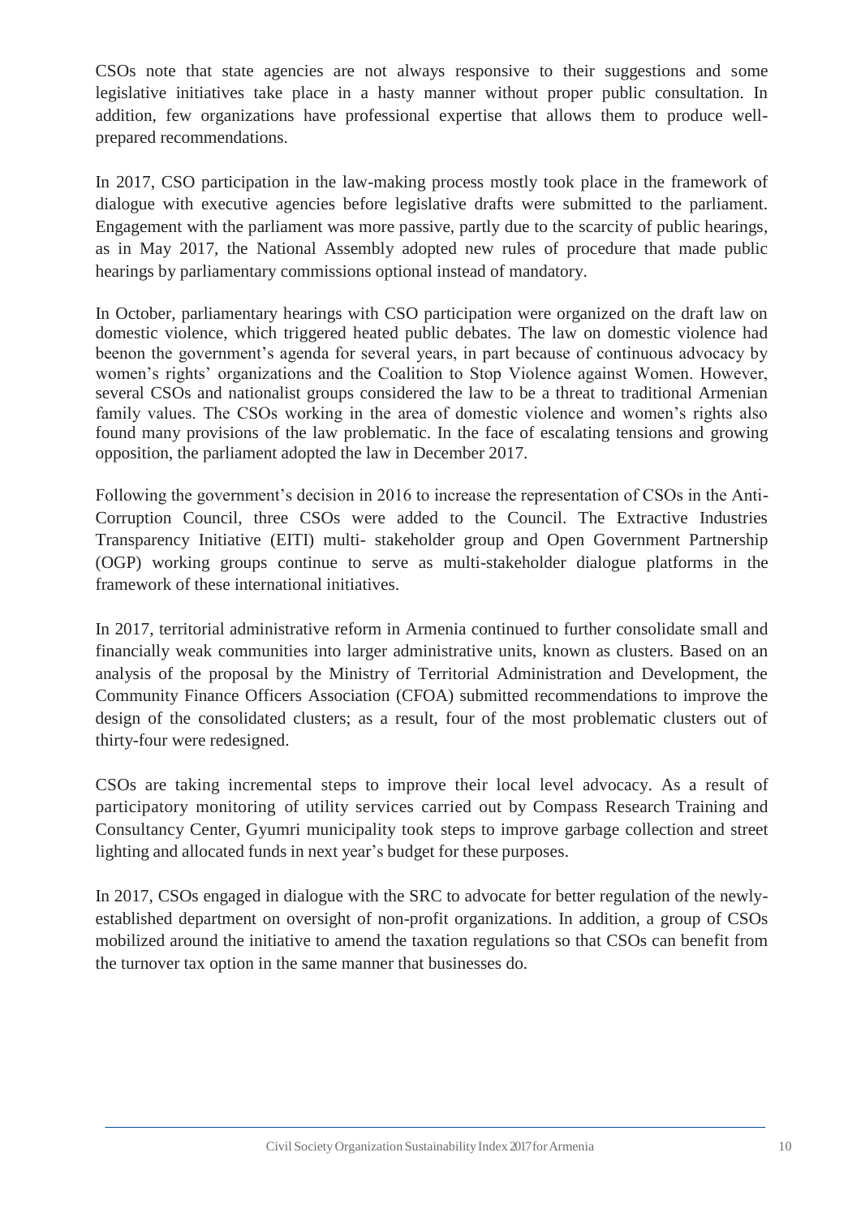CSOs note that state agencies are not always responsive to their suggestions and some legislative initiatives take place in a hasty manner without proper public consultation. In addition, few organizations have professional expertise that allows them to produce well-prepared recommendations.

In 2017, CSO participation in the law-making process mostly took place in the framework of dialogue with executive agencies before legislative drafts were submitted to the parliament. Engagement with the parliament was more passive, partly due to the scarcity of public hearings, as in May 2017, the National Assembly adopted new rules of procedure that made public hearings by parliamentary commissions optional instead of mandatory.

In October, parliamentary hearings with CSO participation were organized on the draft law on domestic violence, which triggered heated public debates. The law on domestic violence had beenon the government's agenda for several years, in part because of continuous advocacy by women's rights' organizations and the Coalition to Stop Violence against Women. However, several CSOs and nationalist groups considered the law to be a threat to traditional Armenian family values. The CSOs working in the area of domestic violence and women's rights also found many provisions of the law problematic. In the face of escalating tensions and growing opposition, the parliament adopted the law in December 2017.

Following the government's decision in 2016 to increase the representation of CSOs in the Anti-Corruption Council, three CSOs were added to the Council. The Extractive Industries Transparency Initiative (EITI) multi- stakeholder group and Open Government Partnership (OGP) working groups continue to serve as multi-stakeholder dialogue platforms in the framework of these international initiatives.

In 2017, territorial administrative reform in Armenia continued to further consolidate small and financially weak communities into larger administrative units, known as clusters. Based on an analysis of the proposal by the Ministry of Territorial Administration and Development, the Community Finance Officers Association (CFOA) submitted recommendations to improve the design of the consolidated clusters; as a result, four of the most problematic clusters out of thirty-four were redesigned.

CSOs are taking incremental steps to improve their local level advocacy. As a result of participatory monitoring of utility services carried out by Compass Research Training and Consultancy Center, Gyumri municipality took steps to improve garbage collection and street lighting and allocated funds in next year's budget for these purposes.

In 2017, CSOs engaged in dialogue with the SRC to advocate for better regulation of the newly-established department on oversight of non-profit organizations. In addition, a group of CSOs mobilized around the initiative to amend the taxation regulations so that CSOs can benefit from the turnover tax option in the same manner that businesses do.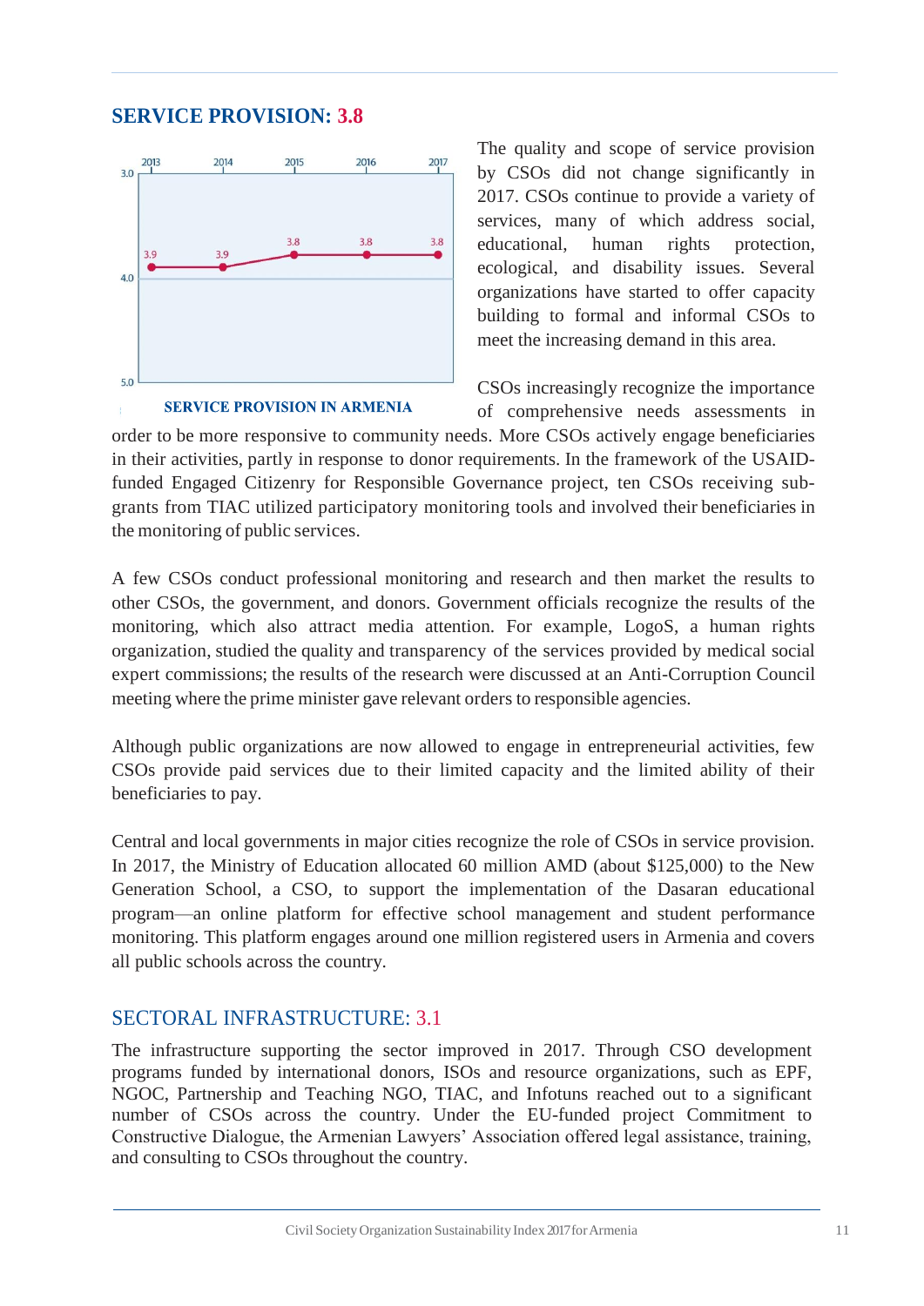## SERVICE PROVISION: 3.8

SERVICE PROVISION IN ARMENIA

The quality and scope of service provision by CSOs did not change significantly in 2017. CSOs continue to provide a variety of services, many of which address social, educational, human rights protection, ecological, and disability issues. Several organizations have started to offer capacity building to formal and informal CSOs to meet the increasing demand in this area.

CSOs increasingly recognize the importance of comprehensive needs assessments in order to be more responsive to community needs. More CSOs actively engage beneficiaries in their activities, partly in response to donor requirements. In the framework of the USAID-funded Engaged Citizenry for Responsible Governance project, ten CSOs receiving sub-grants from TIAC utilized participatory monitoring tools and involved their beneficiaries in the monitoring of public services.

A few CSOs conduct professional monitoring and research and then market the results to other CSOs, the government, and donors. Government officials recognize the results of the monitoring, which also attract media attention. For example, LogoS, a human rights organization, studied the quality and transparency of the services provided by medical social expert commissions; the results of the research were discussed at an Anti-Corruption Council meeting where the prime minister gave relevant orders to responsible agencies.

Although public organizations are now allowed to engage in entrepreneurial activities, few CSOs provide paid services due to their limited capacity and the limited ability of their beneficiaries to pay.

Central and local governments in major cities recognize the role of CSOs in service provision. In 2017, the Ministry of Education allocated 60 million AMD (about $125,000) to the New Generation School, a CSO, to support the implementation of the Dasaran educational program—an online platform for effective school management and student performance monitoring. This platform engages around one million registered users in Armenia and covers all public schools across the country.

## SECTORAL INFRASTRUCTURE: 3.1

The infrastructure supporting the sector improved in 2017. Through CSO development programs funded by international donors, ISOs and resource organizations, such as EPF, NGOC, Partnership and Teaching NGO, TIAC, and Infotuns reached out to a significant number of CSOs across the country. Under the EU-funded project Commitment to Constructive Dialogue, the Armenian Lawyers' Association offered legal assistance, training, and consulting to CSOs throughout the country.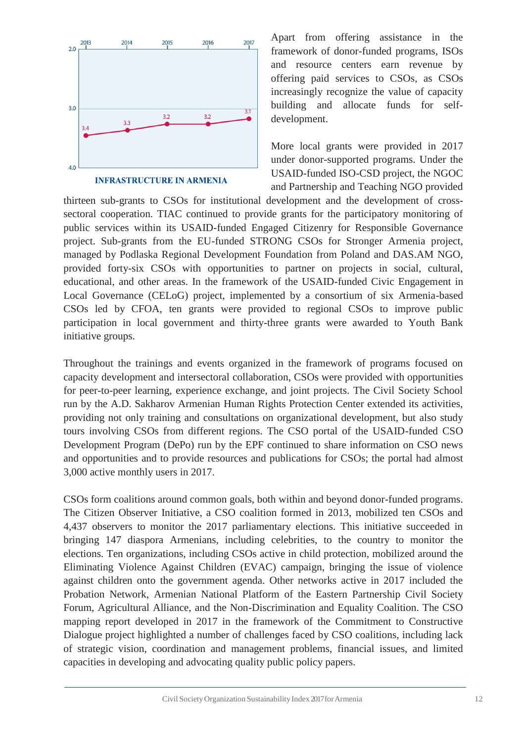INFRASTRUCTURE IN ARMENIA

| 2013 | 2014 | 2015 | 2016 | 2017 |
|---|---|---|---|---|
| 3.4 | 3.3 | 3.2 | 3.2 | 3.1 |

Apart from offering assistance in the framework of donor-funded programs, ISOs and resource centers earn revenue by offering paid services to CSOs, as CSOs increasingly recognize the value of capacity building and allocate funds for self-development.

More local grants were provided in 2017 under donor-supported programs. Under the USAID-funded ISO-CSD project, the NGOC and Partnership and Teaching NGO provided thirteen sub-grants to CSOs for institutional development and the development of cross-sectoral cooperation. TIAC continued to provide grants for the participatory monitoring of public services within its USAID-funded Engaged Citizenry for Responsible Governance project. Sub-grants from the EU-funded STRONG CSOs for Stronger Armenia project, managed by Podlaska Regional Development Foundation from Poland and DAS.AM NGO, provided forty-six CSOs with opportunities to partner on projects in social, cultural, educational, and other areas. In the framework of the USAID-funded Civic Engagement in Local Governance (CELoG) project, implemented by a consortium of six Armenia-based CSOs led by CFOA, ten grants were provided to regional CSOs to improve public participation in local government and thirty-three grants were awarded to Youth Bank initiative groups.

Throughout the trainings and events organized in the framework of programs focused on capacity development and intersectoral collaboration, CSOs were provided with opportunities for peer-to-peer learning, experience exchange, and joint projects. The Civil Society School run by the A.D. Sakharov Armenian Human Rights Protection Center extended its activities, providing not only training and consultations on organizational development, but also study tours involving CSOs from different regions. The CSO portal of the USAID-funded CSO Development Program (DePo) run by the EPF continued to share information on CSO news and opportunities and to provide resources and publications for CSOs; the portal had almost 3,000 active monthly users in 2017.

CSOs form coalitions around common goals, both within and beyond donor-funded programs. The Citizen Observer Initiative, a CSO coalition formed in 2013, mobilized ten CSOs and 4,437 observers to monitor the 2017 parliamentary elections. This initiative succeeded in bringing 147 diaspora Armenians, including celebrities, to the country to monitor the elections. Ten organizations, including CSOs active in child protection, mobilized around the Eliminating Violence Against Children (EVAC) campaign, bringing the issue of violence against children onto the government agenda. Other networks active in 2017 included the Probation Network, Armenian National Platform of the Eastern Partnership Civil Society Forum, Agricultural Alliance, and the Non-Discrimination and Equality Coalition. The CSO mapping report developed in 2017 in the framework of the Commitment to Constructive Dialogue project highlighted a number of challenges faced by CSO coalitions, including lack of strategic vision, coordination and management problems, financial issues, and limited capacities in developing and advocating quality public policy papers.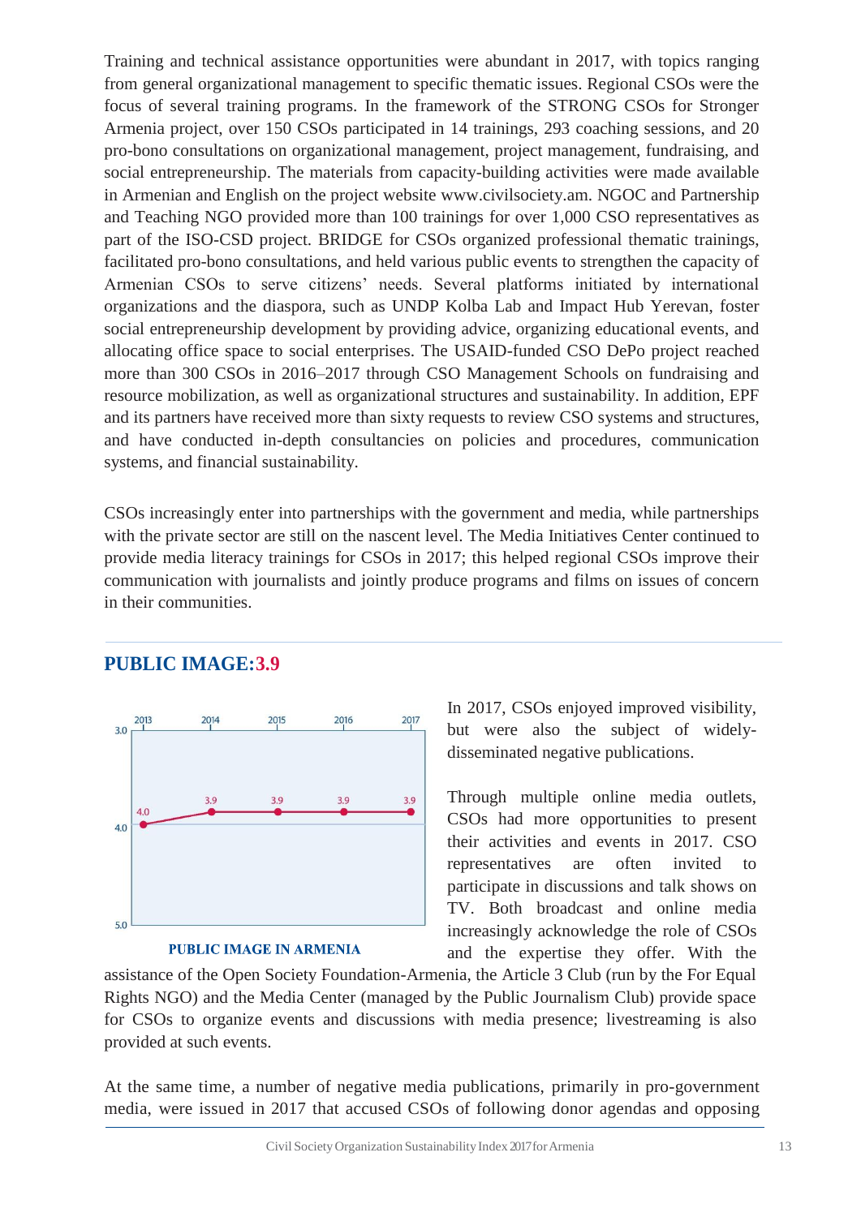Training and technical assistance opportunities were abundant in 2017, with topics ranging from general organizational management to specific thematic issues. Regional CSOs were the focus of several training programs. In the framework of the STRONG CSOs for Stronger Armenia project, over 150 CSOs participated in 14 trainings, 293 coaching sessions, and 20 pro-bono consultations on organizational management, project management, fundraising, and social entrepreneurship. The materials from capacity-building activities were made available in Armenian and English on the project website www.civilsociety.am. NGOC and Partnership and Teaching NGO provided more than 100 trainings for over 1,000 CSO representatives as part of the ISO-CSD project. BRIDGE for CSOs organized professional thematic trainings, facilitated pro-bono consultations, and held various public events to strengthen the capacity of Armenian CSOs to serve citizens' needs. Several platforms initiated by international organizations and the diaspora, such as UNDP Kolba Lab and Impact Hub Yerevan, foster social entrepreneurship development by providing advice, organizing educational events, and allocating office space to social enterprises. The USAID-funded CSO DePo project reached more than 300 CSOs in 2016–2017 through CSO Management Schools on fundraising and resource mobilization, as well as organizational structures and sustainability. In addition, EPF and its partners have received more than sixty requests to review CSO systems and structures, and have conducted in-depth consultancies on policies and procedures, communication systems, and financial sustainability.

CSOs increasingly enter into partnerships with the government and media, while partnerships with the private sector are still on the nascent level. The Media Initiatives Center continued to provide media literacy trainings for CSOs in 2017; this helped regional CSOs improve their communication with journalists and jointly produce programs and films on issues of concern in their communities.

## PUBLIC IMAGE: 3.9

| 2013 | 2014 | 2015 | 2016 | 2017 |
|---|---|---|---|---|
| 4.0 | 3.9 | 3.9 | 3.9 | 3.9 |

PUBLIC IMAGE IN ARMENIA

In 2017, CSOs enjoyed improved visibility, but were also the subject of widely-disseminated negative publications.

Through multiple online media outlets, CSOs had more opportunities to present their activities and events in 2017. CSO representatives are often invited to participate in discussions and talk shows on TV. Both broadcast and online media increasingly acknowledge the role of CSOs and the expertise they offer. With the assistance of the Open Society Foundation-Armenia, the Article 3 Club (run by the For Equal Rights NGO) and the Media Center (managed by the Public Journalism Club) provide space for CSOs to organize events and discussions with media presence; livestreaming is also provided at such events.

At the same time, a number of negative media publications, primarily in pro-government media, were issued in 2017 that accused CSOs of following donor agendas and opposing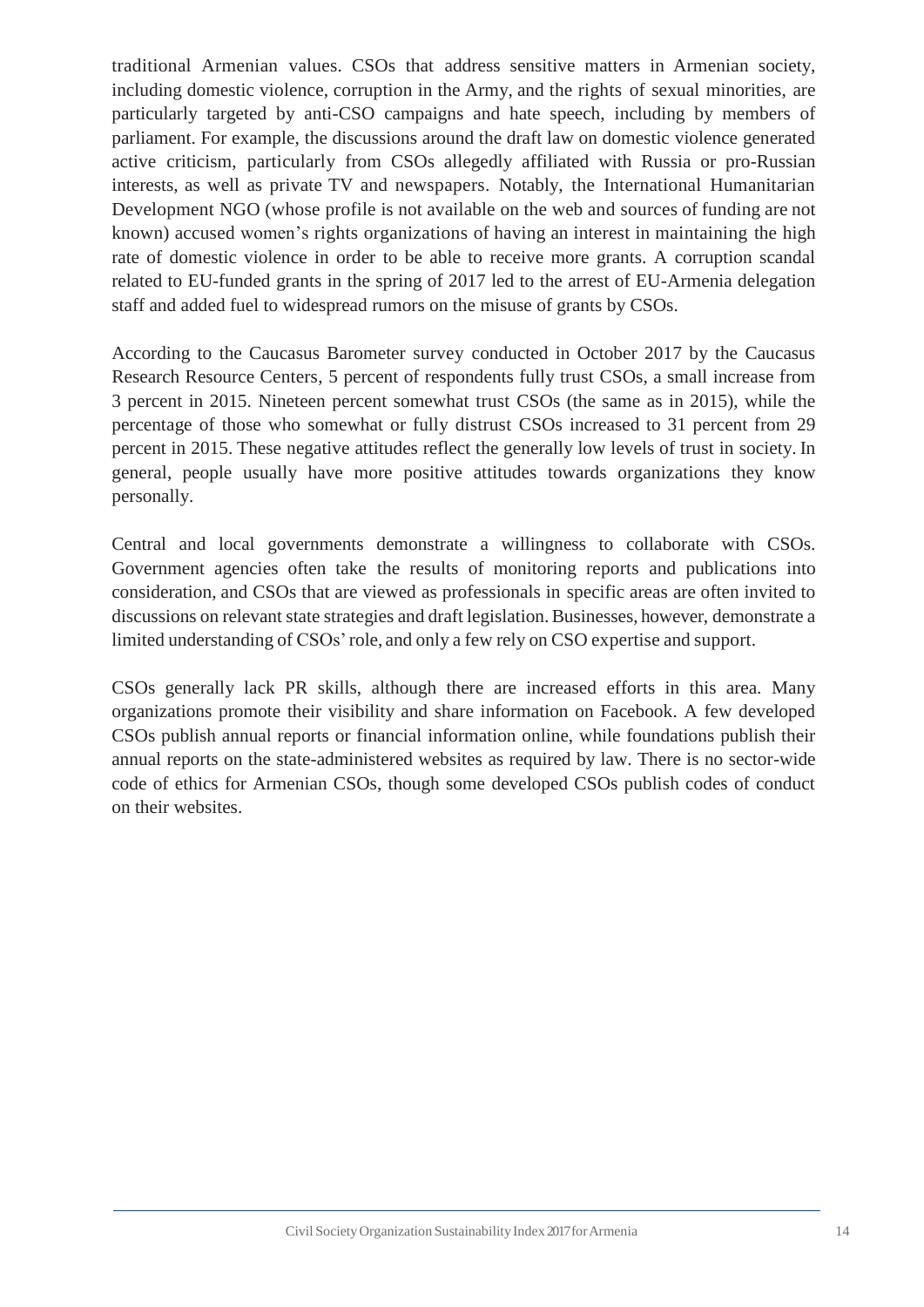traditional Armenian values. CSOs that address sensitive matters in Armenian society, including domestic violence, corruption in the Army, and the rights of sexual minorities, are particularly targeted by anti-CSO campaigns and hate speech, including by members of parliament. For example, the discussions around the draft law on domestic violence generated active criticism, particularly from CSOs allegedly affiliated with Russia or pro-Russian interests, as well as private TV and newspapers. Notably, the International Humanitarian Development NGO (whose profile is not available on the web and sources of funding are not known) accused women's rights organizations of having an interest in maintaining the high rate of domestic violence in order to be able to receive more grants. A corruption scandal related to EU-funded grants in the spring of 2017 led to the arrest of EU-Armenia delegation staff and added fuel to widespread rumors on the misuse of grants by CSOs.

According to the Caucasus Barometer survey conducted in October 2017 by the Caucasus Research Resource Centers, 5 percent of respondents fully trust CSOs, a small increase from 3 percent in 2015. Nineteen percent somewhat trust CSOs (the same as in 2015), while the percentage of those who somewhat or fully distrust CSOs increased to 31 percent from 29 percent in 2015. These negative attitudes reflect the generally low levels of trust in society. In general, people usually have more positive attitudes towards organizations they know personally.

Central and local governments demonstrate a willingness to collaborate with CSOs. Government agencies often take the results of monitoring reports and publications into consideration, and CSOs that are viewed as professionals in specific areas are often invited to discussions on relevant state strategies and draft legislation. Businesses, however, demonstrate a limited understanding of CSOs' role, and only a few rely on CSO expertise and support.

CSOs generally lack PR skills, although there are increased efforts in this area. Many organizations promote their visibility and share information on Facebook. A few developed CSOs publish annual reports or financial information online, while foundations publish their annual reports on the state-administered websites as required by law. There is no sector-wide code of ethics for Armenian CSOs, though some developed CSOs publish codes of conduct on their websites.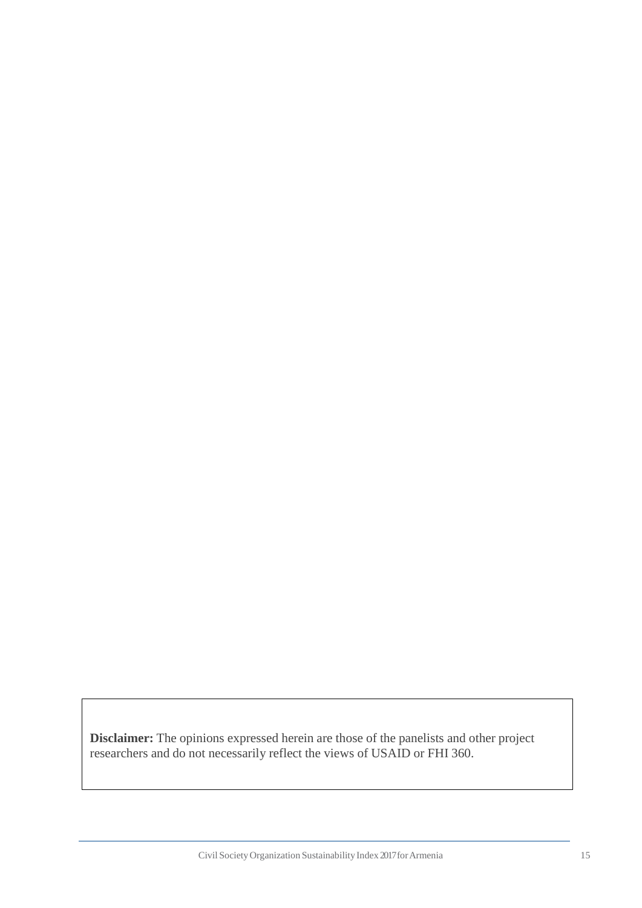**Disclaimer:** The opinions expressed herein are those of the panelists and other project researchers and do not necessarily reflect the views of USAID or FHI 360.